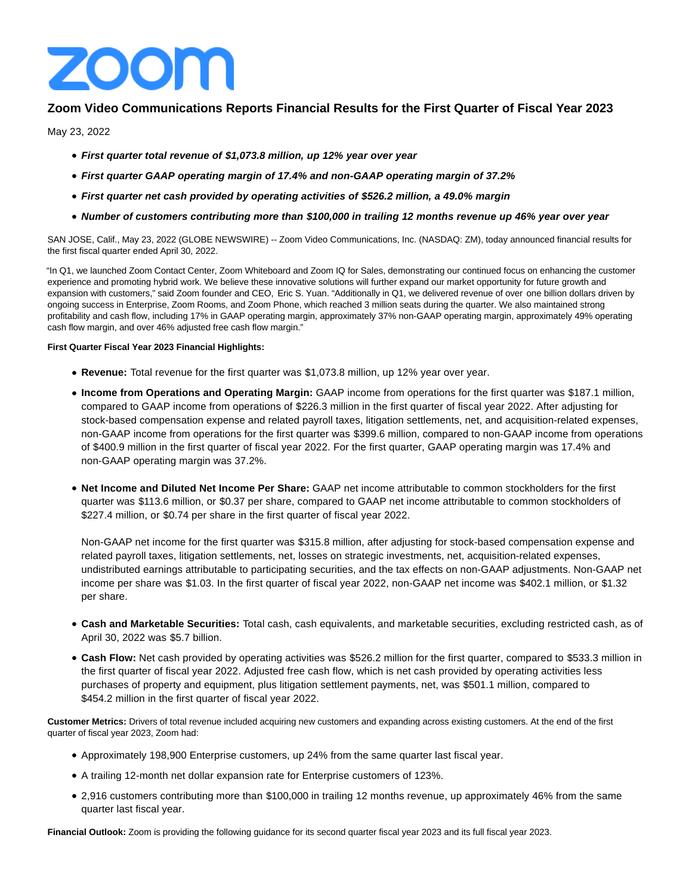zoom

# Zoom Video Communications Reports Financial Results for the First Quarter of Fiscal Year 2023

May 23, 2022

- ***First quarter total revenue of $1,073.8 million, up 12% year over year***
- ***First quarter GAAP operating margin of 17.4% and non-GAAP operating margin of 37.2%***
- ***First quarter net cash provided by operating activities of $526.2 million, a 49.0% margin***
- ***Number of customers contributing more than $100,000 in trailing 12 months revenue up 46% year over year***

SAN JOSE, Calif., May 23, 2022 (GLOBE NEWSWIRE) -- Zoom Video Communications, Inc. (NASDAQ: ZM), today announced financial results for the first fiscal quarter ended April 30, 2022.

"In Q1, we launched Zoom Contact Center, Zoom Whiteboard and Zoom IQ for Sales, demonstrating our continued focus on enhancing the customer experience and promoting hybrid work. We believe these innovative solutions will further expand our market opportunity for future growth and expansion with customers," said Zoom founder and CEO, Eric S. Yuan. "Additionally in Q1, we delivered revenue of over one billion dollars driven by ongoing success in Enterprise, Zoom Rooms, and Zoom Phone, which reached 3 million seats during the quarter. We also maintained strong profitability and cash flow, including 17% in GAAP operating margin, approximately 37% non-GAAP operating margin, approximately 49% operating cash flow margin, and over 46% adjusted free cash flow margin."

**First Quarter Fiscal Year 2023 Financial Highlights:**

- **Revenue:** Total revenue for the first quarter was $1,073.8 million, up 12% year over year.
- **Income from Operations and Operating Margin:** GAAP income from operations for the first quarter was $187.1 million, compared to GAAP income from operations of $226.3 million in the first quarter of fiscal year 2022. After adjusting for stock-based compensation expense and related payroll taxes, litigation settlements, net, and acquisition-related expenses, non-GAAP income from operations for the first quarter was $399.6 million, compared to non-GAAP income from operations of $400.9 million in the first quarter of fiscal year 2022. For the first quarter, GAAP operating margin was 17.4% and non-GAAP operating margin was 37.2%.
- **Net Income and Diluted Net Income Per Share:** GAAP net income attributable to common stockholders for the first quarter was $113.6 million, or $0.37 per share, compared to GAAP net income attributable to common stockholders of $227.4 million, or $0.74 per share in the first quarter of fiscal year 2022.

  Non-GAAP net income for the first quarter was $315.8 million, after adjusting for stock-based compensation expense and related payroll taxes, litigation settlements, net, losses on strategic investments, net, acquisition-related expenses, undistributed earnings attributable to participating securities, and the tax effects on non-GAAP adjustments. Non-GAAP net income per share was $1.03. In the first quarter of fiscal year 2022, non-GAAP net income was $402.1 million, or $1.32 per share.

- **Cash and Marketable Securities:** Total cash, cash equivalents, and marketable securities, excluding restricted cash, as of April 30, 2022 was $5.7 billion.
- **Cash Flow:** Net cash provided by operating activities was $526.2 million for the first quarter, compared to $533.3 million in the first quarter of fiscal year 2022. Adjusted free cash flow, which is net cash provided by operating activities less purchases of property and equipment, plus litigation settlement payments, net, was $501.1 million, compared to $454.2 million in the first quarter of fiscal year 2022.

**Customer Metrics:** Drivers of total revenue included acquiring new customers and expanding across existing customers. At the end of the first quarter of fiscal year 2023, Zoom had:

- Approximately 198,900 Enterprise customers, up 24% from the same quarter last fiscal year.
- A trailing 12-month net dollar expansion rate for Enterprise customers of 123%.
- 2,916 customers contributing more than $100,000 in trailing 12 months revenue, up approximately 46% from the same quarter last fiscal year.

**Financial Outlook:** Zoom is providing the following guidance for its second quarter fiscal year 2023 and its full fiscal year 2023.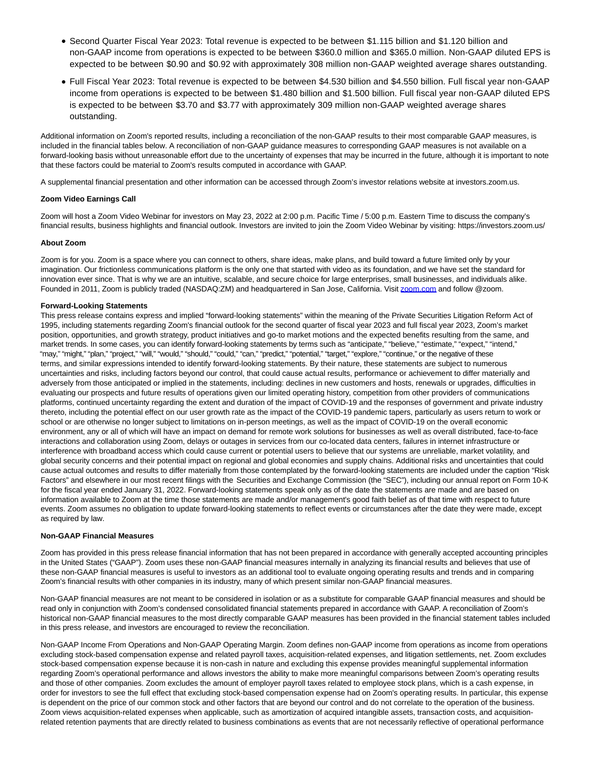- Second Quarter Fiscal Year 2023: Total revenue is expected to be between $1.115 billion and $1.120 billion and non-GAAP income from operations is expected to be between $360.0 million and $365.0 million. Non-GAAP diluted EPS is expected to be between $0.90 and $0.92 with approximately 308 million non-GAAP weighted average shares outstanding.
- Full Fiscal Year 2023: Total revenue is expected to be between $4.530 billion and $4.550 billion. Full fiscal year non-GAAP income from operations is expected to be between $1.480 billion and $1.500 billion. Full fiscal year non-GAAP diluted EPS is expected to be between $3.70 and $3.77 with approximately 309 million non-GAAP weighted average shares outstanding.

Additional information on Zoom's reported results, including a reconciliation of the non-GAAP results to their most comparable GAAP measures, is included in the financial tables below. A reconciliation of non-GAAP guidance measures to corresponding GAAP measures is not available on a forward-looking basis without unreasonable effort due to the uncertainty of expenses that may be incurred in the future, although it is important to note that these factors could be material to Zoom's results computed in accordance with GAAP.

A supplemental financial presentation and other information can be accessed through Zoom's investor relations website at investors.zoom.us.

**Zoom Video Earnings Call**

Zoom will host a Zoom Video Webinar for investors on May 23, 2022 at 2:00 p.m. Pacific Time / 5:00 p.m. Eastern Time to discuss the company's financial results, business highlights and financial outlook. Investors are invited to join the Zoom Video Webinar by visiting: https://investors.zoom.us/

**About Zoom**

Zoom is for you. Zoom is a space where you can connect to others, share ideas, make plans, and build toward a future limited only by your imagination. Our frictionless communications platform is the only one that started with video as its foundation, and we have set the standard for innovation ever since. That is why we are an intuitive, scalable, and secure choice for large enterprises, small businesses, and individuals alike. Founded in 2011, Zoom is publicly traded (NASDAQ:ZM) and headquartered in San Jose, California. Visit zoom.com and follow @zoom.

**Forward-Looking Statements**

This press release contains express and implied "forward-looking statements" within the meaning of the Private Securities Litigation Reform Act of 1995, including statements regarding Zoom's financial outlook for the second quarter of fiscal year 2023 and full fiscal year 2023, Zoom's market position, opportunities, and growth strategy, product initiatives and go-to market motions and the expected benefits resulting from the same, and market trends. In some cases, you can identify forward-looking statements by terms such as "anticipate," "believe," "estimate," "expect," "intend," "may," "might," "plan," "project," "will," "would," "should," "could," "can," "predict," "potential," "target," "explore," "continue," or the negative of these terms, and similar expressions intended to identify forward-looking statements. By their nature, these statements are subject to numerous uncertainties and risks, including factors beyond our control, that could cause actual results, performance or achievement to differ materially and adversely from those anticipated or implied in the statements, including: declines in new customers and hosts, renewals or upgrades, difficulties in evaluating our prospects and future results of operations given our limited operating history, competition from other providers of communications platforms, continued uncertainty regarding the extent and duration of the impact of COVID-19 and the responses of government and private industry thereto, including the potential effect on our user growth rate as the impact of the COVID-19 pandemic tapers, particularly as users return to work or school or are otherwise no longer subject to limitations on in-person meetings, as well as the impact of COVID-19 on the overall economic environment, any or all of which will have an impact on demand for remote work solutions for businesses as well as overall distributed, face-to-face interactions and collaboration using Zoom, delays or outages in services from our co-located data centers, failures in internet infrastructure or interference with broadband access which could cause current or potential users to believe that our systems are unreliable, market volatility, and global security concerns and their potential impact on regional and global economies and supply chains. Additional risks and uncertainties that could cause actual outcomes and results to differ materially from those contemplated by the forward-looking statements are included under the caption "Risk Factors" and elsewhere in our most recent filings with the Securities and Exchange Commission (the "SEC"), including our annual report on Form 10-K for the fiscal year ended January 31, 2022. Forward-looking statements speak only as of the date the statements are made and are based on information available to Zoom at the time those statements are made and/or management's good faith belief as of that time with respect to future events. Zoom assumes no obligation to update forward-looking statements to reflect events or circumstances after the date they were made, except as required by law.

**Non-GAAP Financial Measures**

Zoom has provided in this press release financial information that has not been prepared in accordance with generally accepted accounting principles in the United States ("GAAP"). Zoom uses these non-GAAP financial measures internally in analyzing its financial results and believes that use of these non-GAAP financial measures is useful to investors as an additional tool to evaluate ongoing operating results and trends and in comparing Zoom's financial results with other companies in its industry, many of which present similar non-GAAP financial measures.

Non-GAAP financial measures are not meant to be considered in isolation or as a substitute for comparable GAAP financial measures and should be read only in conjunction with Zoom's condensed consolidated financial statements prepared in accordance with GAAP. A reconciliation of Zoom's historical non-GAAP financial measures to the most directly comparable GAAP measures has been provided in the financial statement tables included in this press release, and investors are encouraged to review the reconciliation.

Non-GAAP Income From Operations and Non-GAAP Operating Margin. Zoom defines non-GAAP income from operations as income from operations excluding stock-based compensation expense and related payroll taxes, acquisition-related expenses, and litigation settlements, net. Zoom excludes stock-based compensation expense because it is non-cash in nature and excluding this expense provides meaningful supplemental information regarding Zoom's operational performance and allows investors the ability to make more meaningful comparisons between Zoom's operating results and those of other companies. Zoom excludes the amount of employer payroll taxes related to employee stock plans, which is a cash expense, in order for investors to see the full effect that excluding stock-based compensation expense had on Zoom's operating results. In particular, this expense is dependent on the price of our common stock and other factors that are beyond our control and do not correlate to the operation of the business. Zoom views acquisition-related expenses when applicable, such as amortization of acquired intangible assets, transaction costs, and acquisition-related retention payments that are directly related to business combinations as events that are not necessarily reflective of operational performance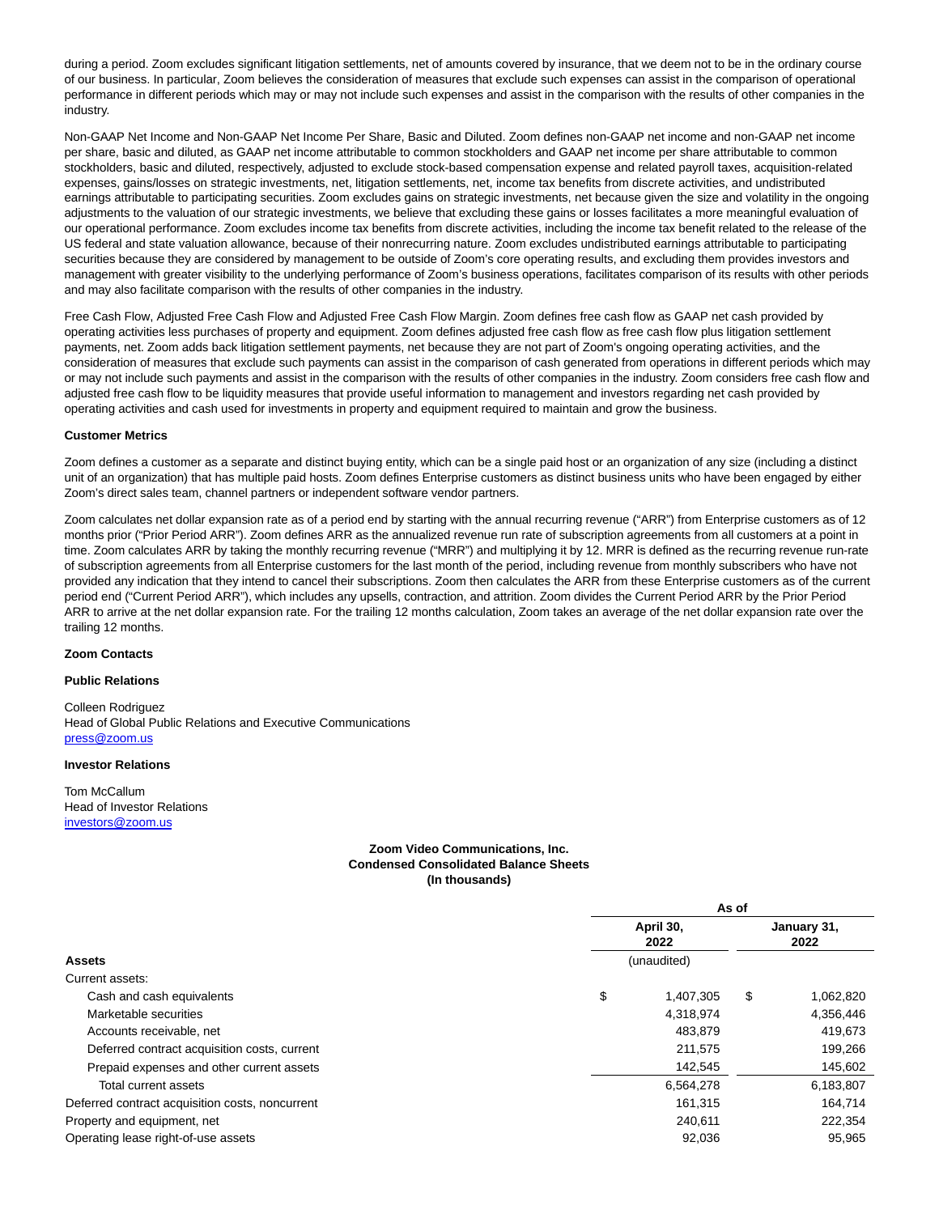during a period. Zoom excludes significant litigation settlements, net of amounts covered by insurance, that we deem not to be in the ordinary course of our business. In particular, Zoom believes the consideration of measures that exclude such expenses can assist in the comparison of operational performance in different periods which may or may not include such expenses and assist in the comparison with the results of other companies in the industry.

Non-GAAP Net Income and Non-GAAP Net Income Per Share, Basic and Diluted. Zoom defines non-GAAP net income and non-GAAP net income per share, basic and diluted, as GAAP net income attributable to common stockholders and GAAP net income per share attributable to common stockholders, basic and diluted, respectively, adjusted to exclude stock-based compensation expense and related payroll taxes, acquisition-related expenses, gains/losses on strategic investments, net, litigation settlements, net, income tax benefits from discrete activities, and undistributed earnings attributable to participating securities. Zoom excludes gains on strategic investments, net because given the size and volatility in the ongoing adjustments to the valuation of our strategic investments, we believe that excluding these gains or losses facilitates a more meaningful evaluation of our operational performance. Zoom excludes income tax benefits from discrete activities, including the income tax benefit related to the release of the US federal and state valuation allowance, because of their nonrecurring nature. Zoom excludes undistributed earnings attributable to participating securities because they are considered by management to be outside of Zoom's core operating results, and excluding them provides investors and management with greater visibility to the underlying performance of Zoom's business operations, facilitates comparison of its results with other periods and may also facilitate comparison with the results of other companies in the industry.

Free Cash Flow, Adjusted Free Cash Flow and Adjusted Free Cash Flow Margin. Zoom defines free cash flow as GAAP net cash provided by operating activities less purchases of property and equipment. Zoom defines adjusted free cash flow as free cash flow plus litigation settlement payments, net. Zoom adds back litigation settlement payments, net because they are not part of Zoom's ongoing operating activities, and the consideration of measures that exclude such payments can assist in the comparison of cash generated from operations in different periods which may or may not include such payments and assist in the comparison with the results of other companies in the industry. Zoom considers free cash flow and adjusted free cash flow to be liquidity measures that provide useful information to management and investors regarding net cash provided by operating activities and cash used for investments in property and equipment required to maintain and grow the business.

**Customer Metrics**

Zoom defines a customer as a separate and distinct buying entity, which can be a single paid host or an organization of any size (including a distinct unit of an organization) that has multiple paid hosts. Zoom defines Enterprise customers as distinct business units who have been engaged by either Zoom's direct sales team, channel partners or independent software vendor partners.

Zoom calculates net dollar expansion rate as of a period end by starting with the annual recurring revenue ("ARR") from Enterprise customers as of 12 months prior ("Prior Period ARR"). Zoom defines ARR as the annualized revenue run rate of subscription agreements from all customers at a point in time. Zoom calculates ARR by taking the monthly recurring revenue ("MRR") and multiplying it by 12. MRR is defined as the recurring revenue run-rate of subscription agreements from all Enterprise customers for the last month of the period, including revenue from monthly subscribers who have not provided any indication that they intend to cancel their subscriptions. Zoom then calculates the ARR from these Enterprise customers as of the current period end ("Current Period ARR"), which includes any upsells, contraction, and attrition. Zoom divides the Current Period ARR by the Prior Period ARR to arrive at the net dollar expansion rate. For the trailing 12 months calculation, Zoom takes an average of the net dollar expansion rate over the trailing 12 months.

**Zoom Contacts**

**Public Relations**

Colleen Rodriguez
Head of Global Public Relations and Executive Communications
press@zoom.us

**Investor Relations**

Tom McCallum
Head of Investor Relations
investors@zoom.us

**Zoom Video Communications, Inc.**
**Condensed Consolidated Balance Sheets**
**(In thousands)**

| | As of | |
|---|---|---|
| | April 30, 2022 | January 31, 2022 |
| **Assets** | (unaudited) | |
| Current assets: | | |
| Cash and cash equivalents | $ 1,407,305 | $ 1,062,820 |
| Marketable securities | 4,318,974 | 4,356,446 |
| Accounts receivable, net | 483,879 | 419,673 |
| Deferred contract acquisition costs, current | 211,575 | 199,266 |
| Prepaid expenses and other current assets | 142,545 | 145,602 |
| Total current assets | 6,564,278 | 6,183,807 |
| Deferred contract acquisition costs, noncurrent | 161,315 | 164,714 |
| Property and equipment, net | 240,611 | 222,354 |
| Operating lease right-of-use assets | 92,036 | 95,965 |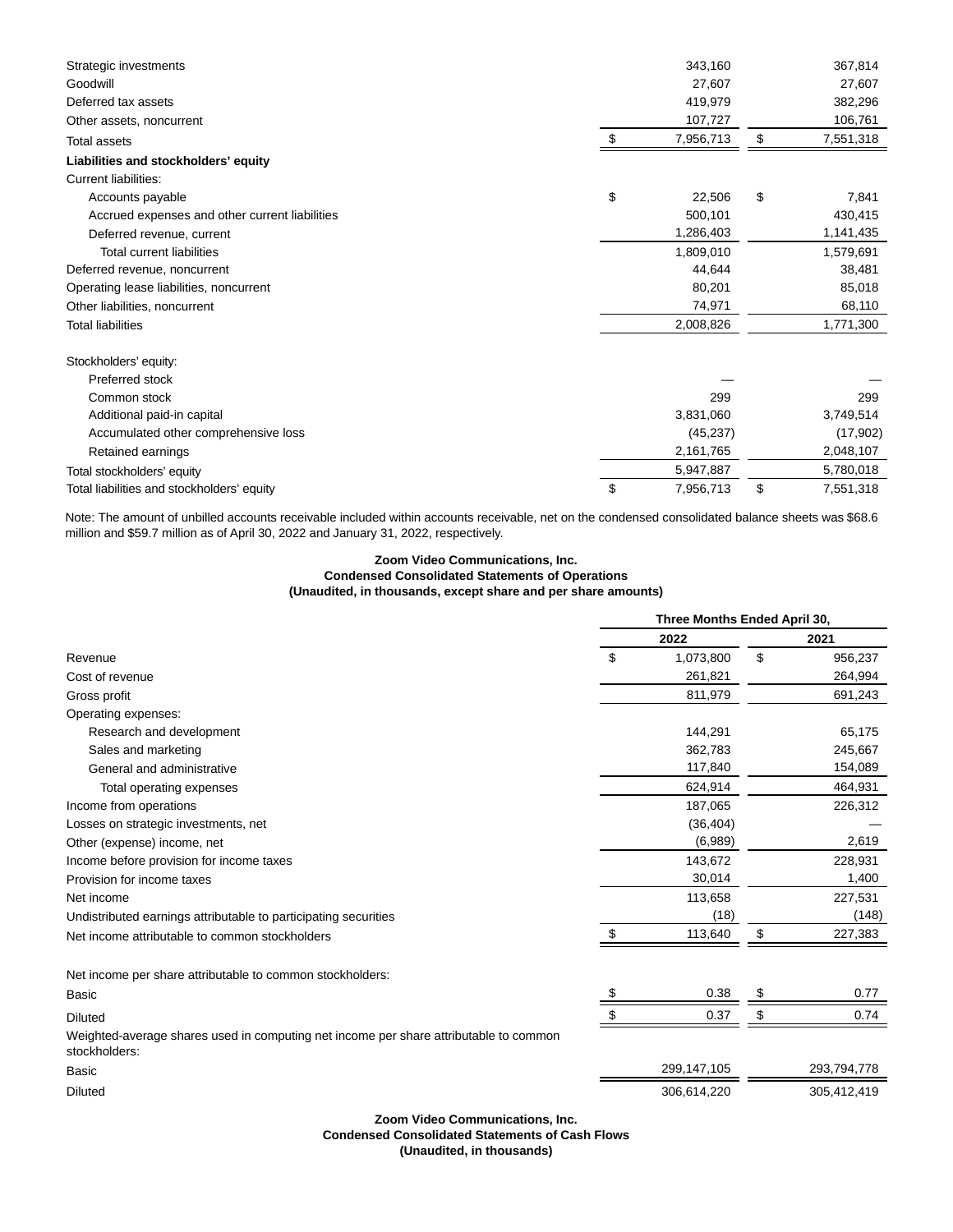| | | |
|---|---|---|
| Strategic investments | 343,160 | 367,814 |
| Goodwill | 27,607 | 27,607 |
| Deferred tax assets | 419,979 | 382,296 |
| Other assets, noncurrent | 107,727 | 106,761 |
| Total assets | $ 7,956,713 | $ 7,551,318 |
| **Liabilities and stockholders' equity** | | |
| Current liabilities: | | |
| Accounts payable | $ 22,506 | $ 7,841 |
| Accrued expenses and other current liabilities | 500,101 | 430,415 |
| Deferred revenue, current | 1,286,403 | 1,141,435 |
| Total current liabilities | 1,809,010 | 1,579,691 |
| Deferred revenue, noncurrent | 44,644 | 38,481 |
| Operating lease liabilities, noncurrent | 80,201 | 85,018 |
| Other liabilities, noncurrent | 74,971 | 68,110 |
| Total liabilities | 2,008,826 | 1,771,300 |
| Stockholders' equity: | | |
| Preferred stock | — | — |
| Common stock | 299 | 299 |
| Additional paid-in capital | 3,831,060 | 3,749,514 |
| Accumulated other comprehensive loss | (45,237) | (17,902) |
| Retained earnings | 2,161,765 | 2,048,107 |
| Total stockholders' equity | 5,947,887 | 5,780,018 |
| Total liabilities and stockholders' equity | $ 7,956,713 | $ 7,551,318 |

Note: The amount of unbilled accounts receivable included within accounts receivable, net on the condensed consolidated balance sheets was $68.6 million and $59.7 million as of April 30, 2022 and January 31, 2022, respectively.

**Zoom Video Communications, Inc.**
**Condensed Consolidated Statements of Operations**
**(Unaudited, in thousands, except share and per share amounts)**

| | Three Months Ended April 30, | |
|---|---|---|
| | **2022** | **2021** |
| Revenue | $ 1,073,800 | $ 956,237 |
| Cost of revenue | 261,821 | 264,994 |
| Gross profit | 811,979 | 691,243 |
| Operating expenses: | | |
| Research and development | 144,291 | 65,175 |
| Sales and marketing | 362,783 | 245,667 |
| General and administrative | 117,840 | 154,089 |
| Total operating expenses | 624,914 | 464,931 |
| Income from operations | 187,065 | 226,312 |
| Losses on strategic investments, net | (36,404) | — |
| Other (expense) income, net | (6,989) | 2,619 |
| Income before provision for income taxes | 143,672 | 228,931 |
| Provision for income taxes | 30,014 | 1,400 |
| Net income | 113,658 | 227,531 |
| Undistributed earnings attributable to participating securities | (18) | (148) |
| Net income attributable to common stockholders | $ 113,640 | $ 227,383 |
| Net income per share attributable to common stockholders: | | |
| Basic | $ 0.38 | $ 0.77 |
| Diluted | $ 0.37 | $ 0.74 |
| Weighted-average shares used in computing net income per share attributable to common stockholders: | | |
| Basic | 299,147,105 | 293,794,778 |
| Diluted | 306,614,220 | 305,412,419 |

**Zoom Video Communications, Inc.**
**Condensed Consolidated Statements of Cash Flows**
**(Unaudited, in thousands)**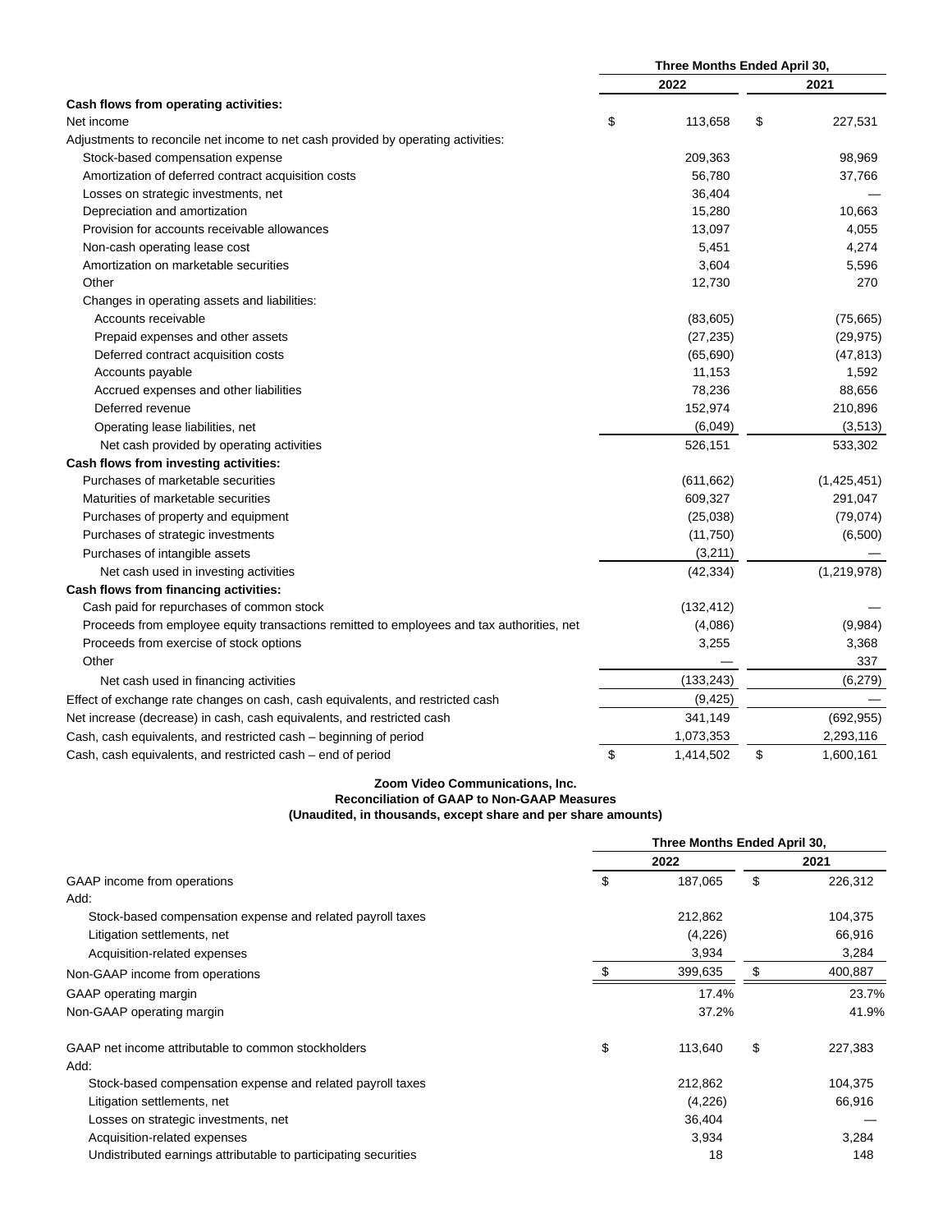| | Three Months Ended April 30, | |
|---|---|---|
| | 2022 | 2021 |
| **Cash flows from operating activities:** | | |
| Net income | $ 113,658 | $ 227,531 |
| Adjustments to reconcile net income to net cash provided by operating activities: | | |
| Stock-based compensation expense | 209,363 | 98,969 |
| Amortization of deferred contract acquisition costs | 56,780 | 37,766 |
| Losses on strategic investments, net | 36,404 | — |
| Depreciation and amortization | 15,280 | 10,663 |
| Provision for accounts receivable allowances | 13,097 | 4,055 |
| Non-cash operating lease cost | 5,451 | 4,274 |
| Amortization on marketable securities | 3,604 | 5,596 |
| Other | 12,730 | 270 |
| Changes in operating assets and liabilities: | | |
| Accounts receivable | (83,605) | (75,665) |
| Prepaid expenses and other assets | (27,235) | (29,975) |
| Deferred contract acquisition costs | (65,690) | (47,813) |
| Accounts payable | 11,153 | 1,592 |
| Accrued expenses and other liabilities | 78,236 | 88,656 |
| Deferred revenue | 152,974 | 210,896 |
| Operating lease liabilities, net | (6,049) | (3,513) |
| Net cash provided by operating activities | 526,151 | 533,302 |
| **Cash flows from investing activities:** | | |
| Purchases of marketable securities | (611,662) | (1,425,451) |
| Maturities of marketable securities | 609,327 | 291,047 |
| Purchases of property and equipment | (25,038) | (79,074) |
| Purchases of strategic investments | (11,750) | (6,500) |
| Purchases of intangible assets | (3,211) | — |
| Net cash used in investing activities | (42,334) | (1,219,978) |
| **Cash flows from financing activities:** | | |
| Cash paid for repurchases of common stock | (132,412) | — |
| Proceeds from employee equity transactions remitted to employees and tax authorities, net | (4,086) | (9,984) |
| Proceeds from exercise of stock options | 3,255 | 3,368 |
| Other | — | 337 |
| Net cash used in financing activities | (133,243) | (6,279) |
| Effect of exchange rate changes on cash, cash equivalents, and restricted cash | (9,425) | — |
| Net increase (decrease) in cash, cash equivalents, and restricted cash | 341,149 | (692,955) |
| Cash, cash equivalents, and restricted cash – beginning of period | 1,073,353 | 2,293,116 |
| Cash, cash equivalents, and restricted cash – end of period | $ 1,414,502 | $ 1,600,161 |

**Zoom Video Communications, Inc.**
**Reconciliation of GAAP to Non-GAAP Measures**
**(Unaudited, in thousands, except share and per share amounts)**

| | Three Months Ended April 30, | |
|---|---|---|
| | 2022 | 2021 |
| GAAP income from operations | $ 187,065 | $ 226,312 |
| Add: | | |
| Stock-based compensation expense and related payroll taxes | 212,862 | 104,375 |
| Litigation settlements, net | (4,226) | 66,916 |
| Acquisition-related expenses | 3,934 | 3,284 |
| Non-GAAP income from operations | $ 399,635 | $ 400,887 |
| GAAP operating margin | 17.4% | 23.7% |
| Non-GAAP operating margin | 37.2% | 41.9% |
| | | |
| GAAP net income attributable to common stockholders | $ 113,640 | $ 227,383 |
| Add: | | |
| Stock-based compensation expense and related payroll taxes | 212,862 | 104,375 |
| Litigation settlements, net | (4,226) | 66,916 |
| Losses on strategic investments, net | 36,404 | — |
| Acquisition-related expenses | 3,934 | 3,284 |
| Undistributed earnings attributable to participating securities | 18 | 148 |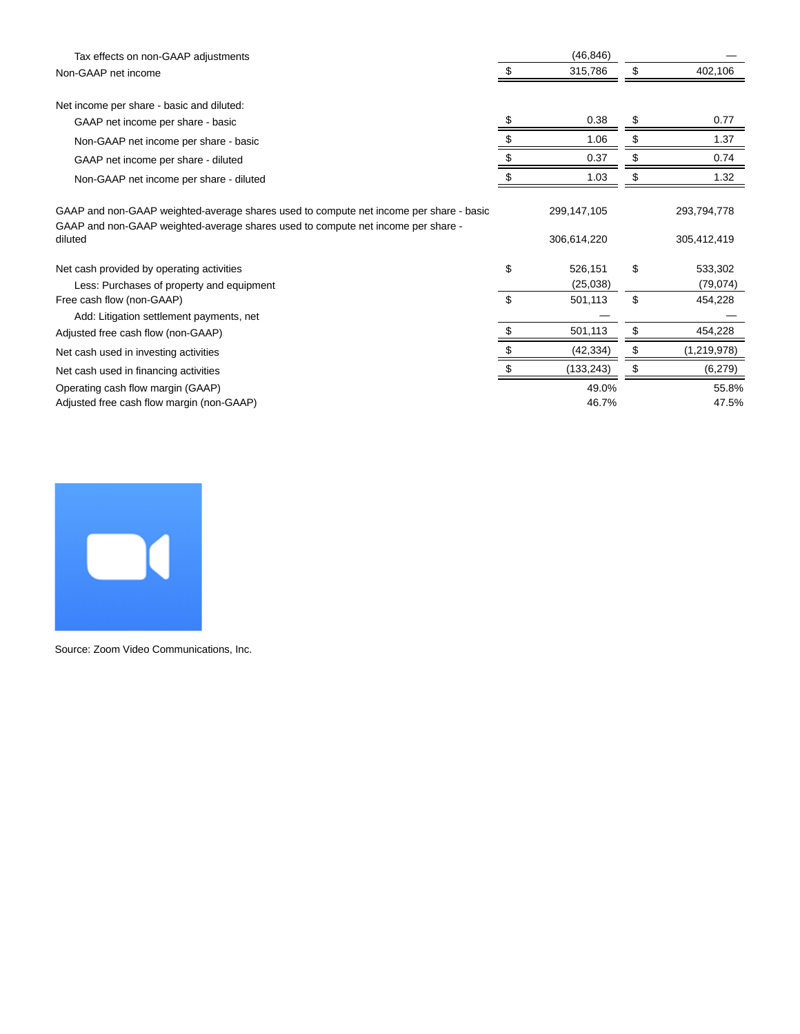| | | |
|---|---|---|
| Tax effects on non-GAAP adjustments | (46,846) | — |
| Non-GAAP net income | $ 315,786 | $ 402,106 |
| Net income per share - basic and diluted: | | |
| GAAP net income per share - basic | $ 0.38 | $ 0.77 |
| Non-GAAP net income per share - basic | $ 1.06 | $ 1.37 |
| GAAP net income per share - diluted | $ 0.37 | $ 0.74 |
| Non-GAAP net income per share - diluted | $ 1.03 | $ 1.32 |
| GAAP and non-GAAP weighted-average shares used to compute net income per share - basic | 299,147,105 | 293,794,778 |
| GAAP and non-GAAP weighted-average shares used to compute net income per share - diluted | 306,614,220 | 305,412,419 |
| Net cash provided by operating activities | $ 526,151 | $ 533,302 |
| Less: Purchases of property and equipment | (25,038) | (79,074) |
| Free cash flow (non-GAAP) | $ 501,113 | $ 454,228 |
| Add: Litigation settlement payments, net | — | — |
| Adjusted free cash flow (non-GAAP) | $ 501,113 | $ 454,228 |
| Net cash used in investing activities | $ (42,334) | $ (1,219,978) |
| Net cash used in financing activities | $ (133,243) | $ (6,279) |
| Operating cash flow margin (GAAP) | 49.0% | 55.8% |
| Adjusted free cash flow margin (non-GAAP) | 46.7% | 47.5% |

Source: Zoom Video Communications, Inc.